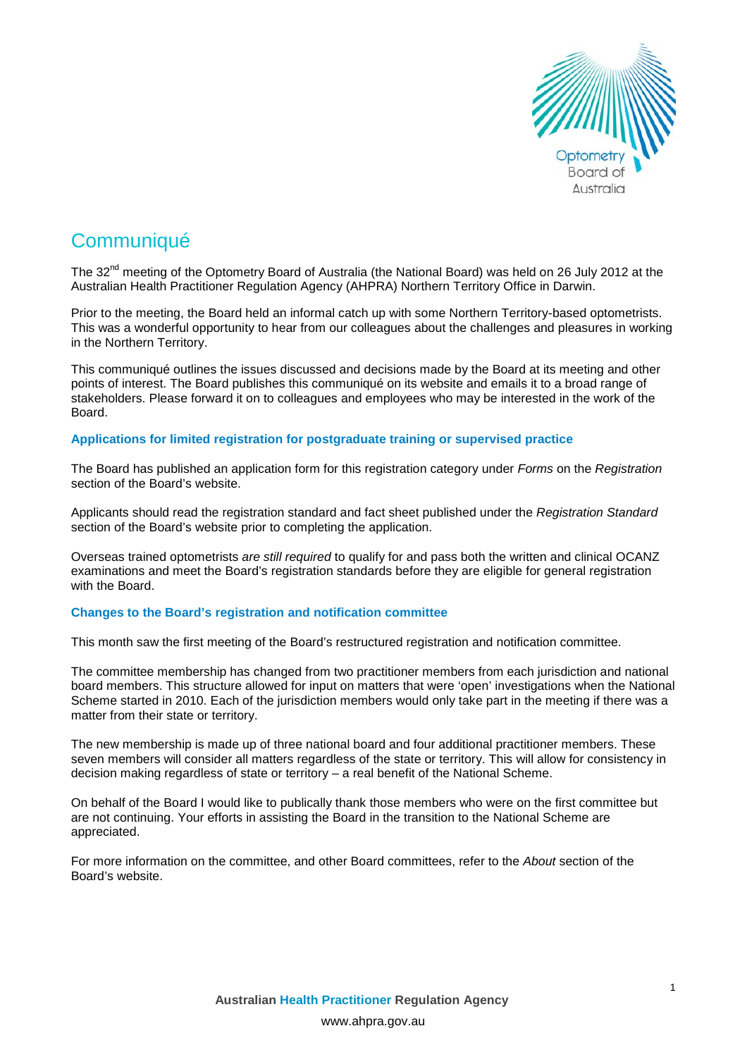# Communiqué

The 32nd meeting of the Optometry Board of Australia (the National Board) was held on 26 July 2012 at the Australian Health Practitioner Regulation Agency (AHPRA) Northern Territory Office in Darwin.

Prior to the meeting, the Board held an informal catch up with some Northern Territory-based optometrists. This was a wonderful opportunity to hear from our colleagues about the challenges and pleasures in working in the Northern Territory.

This communiqué outlines the issues discussed and decisions made by the Board at its meeting and other points of interest. The Board publishes this communiqué on its website and emails it to a broad range of stakeholders. Please forward it on to colleagues and employees who may be interested in the work of the Board.

### Applications for limited registration for postgraduate training or supervised practice

The Board has published an application form for this registration category under *Forms* on the *Registration* section of the Board's website.

Applicants should read the registration standard and fact sheet published under the *Registration Standard* section of the Board's website prior to completing the application.

Overseas trained optometrists *are still required* to qualify for and pass both the written and clinical OCANZ examinations and meet the Board's registration standards before they are eligible for general registration with the Board.

### Changes to the Board's registration and notification committee

This month saw the first meeting of the Board's restructured registration and notification committee.

The committee membership has changed from two practitioner members from each jurisdiction and national board members. This structure allowed for input on matters that were 'open' investigations when the National Scheme started in 2010. Each of the jurisdiction members would only take part in the meeting if there was a matter from their state or territory.

The new membership is made up of three national board and four additional practitioner members. These seven members will consider all matters regardless of the state or territory. This will allow for consistency in decision making regardless of state or territory – a real benefit of the National Scheme.

On behalf of the Board I would like to publically thank those members who were on the first committee but are not continuing. Your efforts in assisting the Board in the transition to the National Scheme are appreciated.

For more information on the committee, and other Board committees, refer to the *About* section of the Board's website.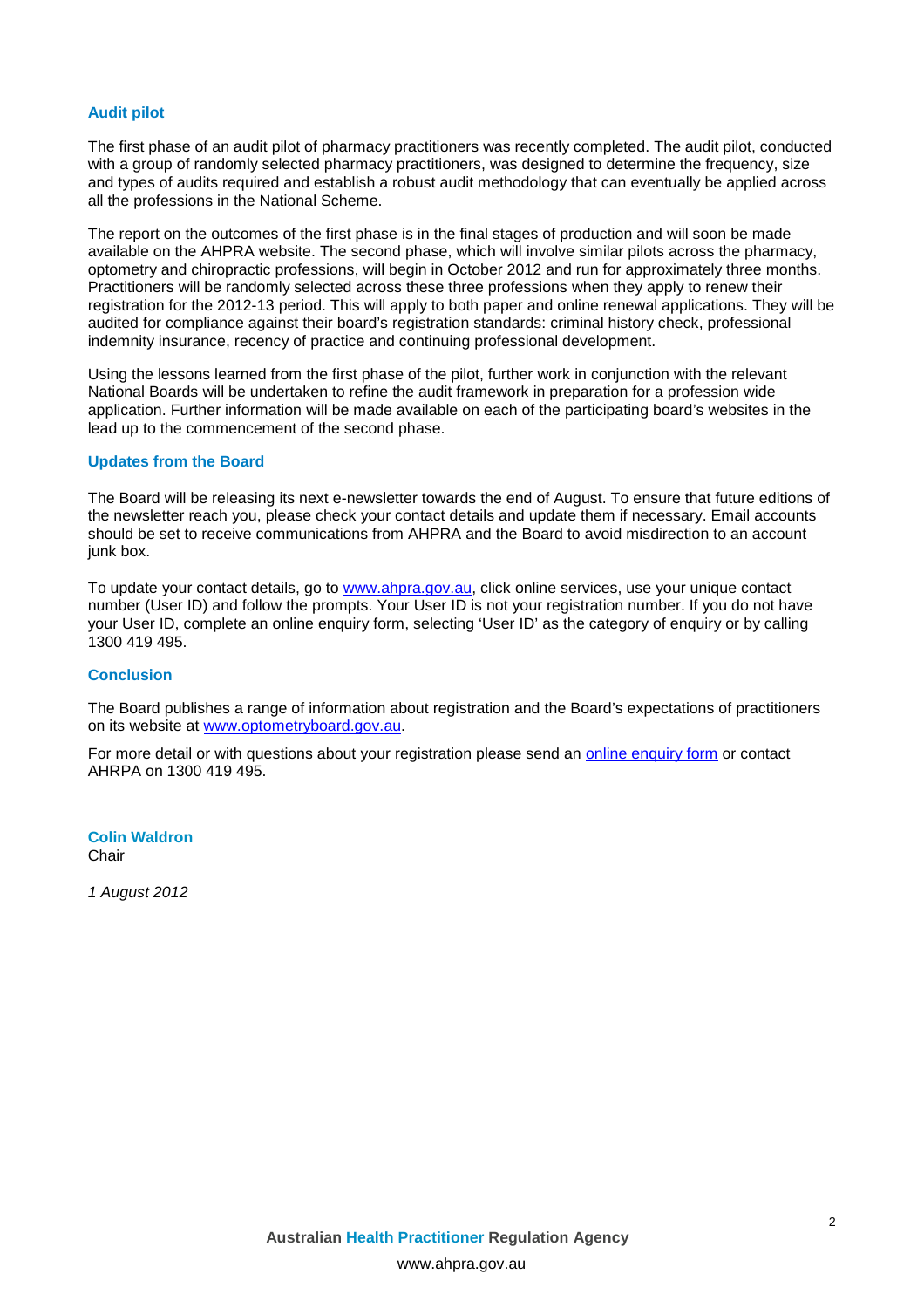## Audit pilot

The first phase of an audit pilot of pharmacy practitioners was recently completed. The audit pilot, conducted with a group of randomly selected pharmacy practitioners, was designed to determine the frequency, size and types of audits required and establish a robust audit methodology that can eventually be applied across all the professions in the National Scheme.

The report on the outcomes of the first phase is in the final stages of production and will soon be made available on the AHPRA website. The second phase, which will involve similar pilots across the pharmacy, optometry and chiropractic professions, will begin in October 2012 and run for approximately three months. Practitioners will be randomly selected across these three professions when they apply to renew their registration for the 2012-13 period. This will apply to both paper and online renewal applications. They will be audited for compliance against their board's registration standards: criminal history check, professional indemnity insurance, recency of practice and continuing professional development.

Using the lessons learned from the first phase of the pilot, further work in conjunction with the relevant National Boards will be undertaken to refine the audit framework in preparation for a profession wide application. Further information will be made available on each of the participating board's websites in the lead up to the commencement of the second phase.

## Updates from the Board

The Board will be releasing its next e-newsletter towards the end of August. To ensure that future editions of the newsletter reach you, please check your contact details and update them if necessary. Email accounts should be set to receive communications from AHPRA and the Board to avoid misdirection to an account junk box.

To update your contact details, go to [www.ahpra.gov.au](http://www.ahpra.gov.au), click online services, use your unique contact number (User ID) and follow the prompts. Your User ID is not your registration number. If you do not have your User ID, complete an online enquiry form, selecting 'User ID' as the category of enquiry or by calling 1300 419 495.

## Conclusion

The Board publishes a range of information about registration and the Board's expectations of practitioners on its website at [www.optometryboard.gov.au](http://www.optometryboard.gov.au).

For more detail or with questions about your registration please send an online enquiry form or contact AHRPA on 1300 419 495.

**Colin Waldron**
Chair

*1 August 2012*